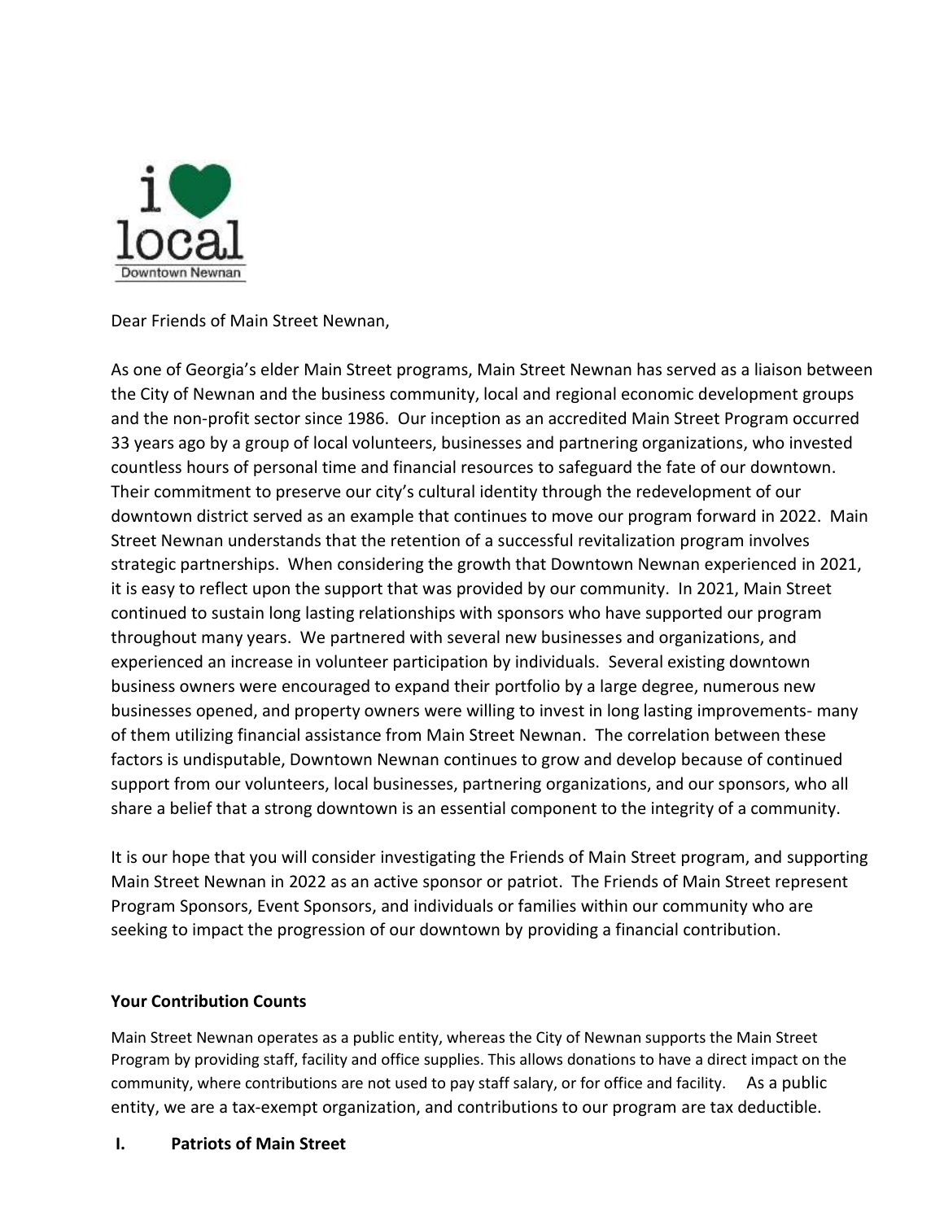i ♥ local
Downtown Newnan

Dear Friends of Main Street Newnan,

As one of Georgia's elder Main Street programs, Main Street Newnan has served as a liaison between the City of Newnan and the business community, local and regional economic development groups and the non-profit sector since 1986. Our inception as an accredited Main Street Program occurred 33 years ago by a group of local volunteers, businesses and partnering organizations, who invested countless hours of personal time and financial resources to safeguard the fate of our downtown. Their commitment to preserve our city's cultural identity through the redevelopment of our downtown district served as an example that continues to move our program forward in 2022. Main Street Newnan understands that the retention of a successful revitalization program involves strategic partnerships. When considering the growth that Downtown Newnan experienced in 2021, it is easy to reflect upon the support that was provided by our community. In 2021, Main Street continued to sustain long lasting relationships with sponsors who have supported our program throughout many years. We partnered with several new businesses and organizations, and experienced an increase in volunteer participation by individuals. Several existing downtown business owners were encouraged to expand their portfolio by a large degree, numerous new businesses opened, and property owners were willing to invest in long lasting improvements- many of them utilizing financial assistance from Main Street Newnan. The correlation between these factors is undisputable, Downtown Newnan continues to grow and develop because of continued support from our volunteers, local businesses, partnering organizations, and our sponsors, who all share a belief that a strong downtown is an essential component to the integrity of a community.

It is our hope that you will consider investigating the Friends of Main Street program, and supporting Main Street Newnan in 2022 as an active sponsor or patriot. The Friends of Main Street represent Program Sponsors, Event Sponsors, and individuals or families within our community who are seeking to impact the progression of our downtown by providing a financial contribution.

**Your Contribution Counts**

Main Street Newnan operates as a public entity, whereas the City of Newnan supports the Main Street Program by providing staff, facility and office supplies. This allows donations to have a direct impact on the community, where contributions are not used to pay staff salary, or for office and facility. As a public entity, we are a tax-exempt organization, and contributions to our program are tax deductible.

## I. Patriots of Main Street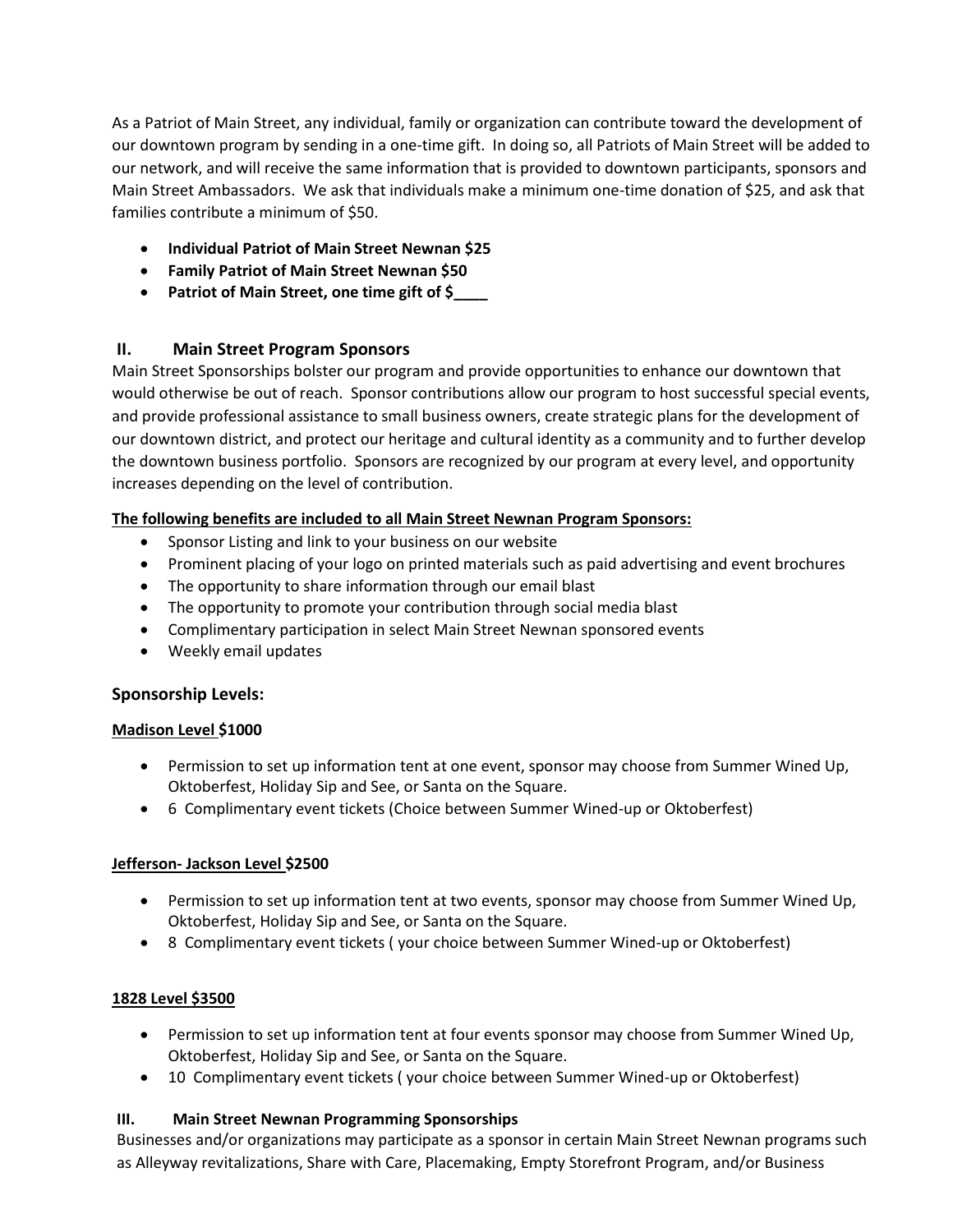As a Patriot of Main Street, any individual, family or organization can contribute toward the development of our downtown program by sending in a one-time gift. In doing so, all Patriots of Main Street will be added to our network, and will receive the same information that is provided to downtown participants, sponsors and Main Street Ambassadors. We ask that individuals make a minimum one-time donation of $25, and ask that families contribute a minimum of $50.

- **Individual Patriot of Main Street Newnan $25**
- **Family Patriot of Main Street Newnan $50**
- **Patriot of Main Street, one time gift of $____**

## II. Main Street Program Sponsors

Main Street Sponsorships bolster our program and provide opportunities to enhance our downtown that would otherwise be out of reach. Sponsor contributions allow our program to host successful special events, and provide professional assistance to small business owners, create strategic plans for the development of our downtown district, and protect our heritage and cultural identity as a community and to further develop the downtown business portfolio. Sponsors are recognized by our program at every level, and opportunity increases depending on the level of contribution.

**The following benefits are included to all Main Street Newnan Program Sponsors:**

- Sponsor Listing and link to your business on our website
- Prominent placing of your logo on printed materials such as paid advertising and event brochures
- The opportunity to share information through our email blast
- The opportunity to promote your contribution through social media blast
- Complimentary participation in select Main Street Newnan sponsored events
- Weekly email updates

### Sponsorship Levels:

**Madison Level $1000**

- Permission to set up information tent at one event, sponsor may choose from Summer Wined Up, Oktoberfest, Holiday Sip and See, or Santa on the Square.
- 6 Complimentary event tickets (Choice between Summer Wined-up or Oktoberfest)

**Jefferson- Jackson Level $2500**

- Permission to set up information tent at two events, sponsor may choose from Summer Wined Up, Oktoberfest, Holiday Sip and See, or Santa on the Square.
- 8 Complimentary event tickets ( your choice between Summer Wined-up or Oktoberfest)

**1828 Level $3500**

- Permission to set up information tent at four events sponsor may choose from Summer Wined Up, Oktoberfest, Holiday Sip and See, or Santa on the Square.
- 10 Complimentary event tickets ( your choice between Summer Wined-up or Oktoberfest)

## III. Main Street Newnan Programming Sponsorships

Businesses and/or organizations may participate as a sponsor in certain Main Street Newnan programs such as Alleyway revitalizations, Share with Care, Placemaking, Empty Storefront Program, and/or Business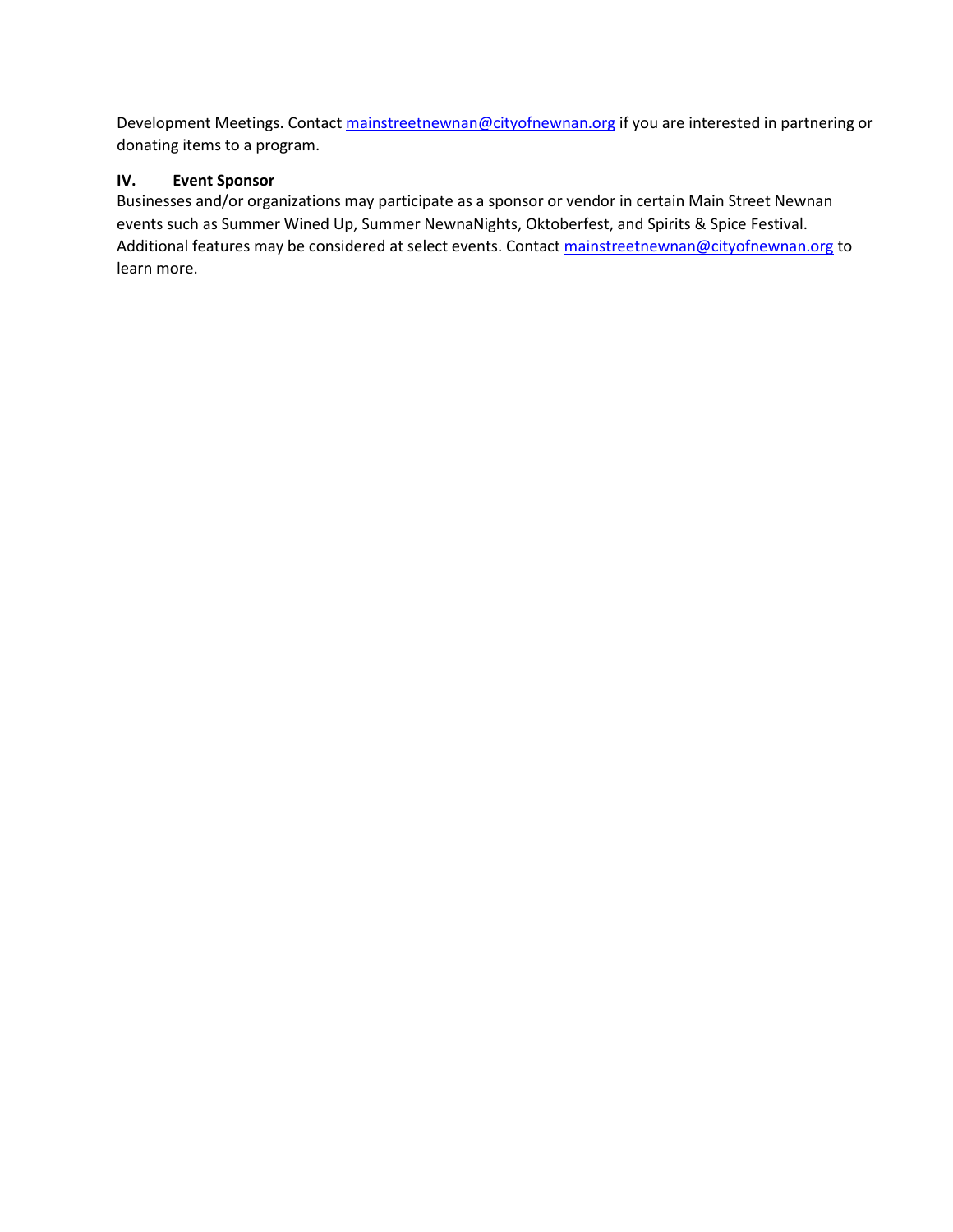Development Meetings. Contact mainstreetnewnan@cityofnewnan.org if you are interested in partnering or donating items to a program.

### IV. Event Sponsor

Businesses and/or organizations may participate as a sponsor or vendor in certain Main Street Newnan events such as Summer Wined Up, Summer NewnaNights, Oktoberfest, and Spirits & Spice Festival. Additional features may be considered at select events. Contact mainstreetnewnan@cityofnewnan.org to learn more.